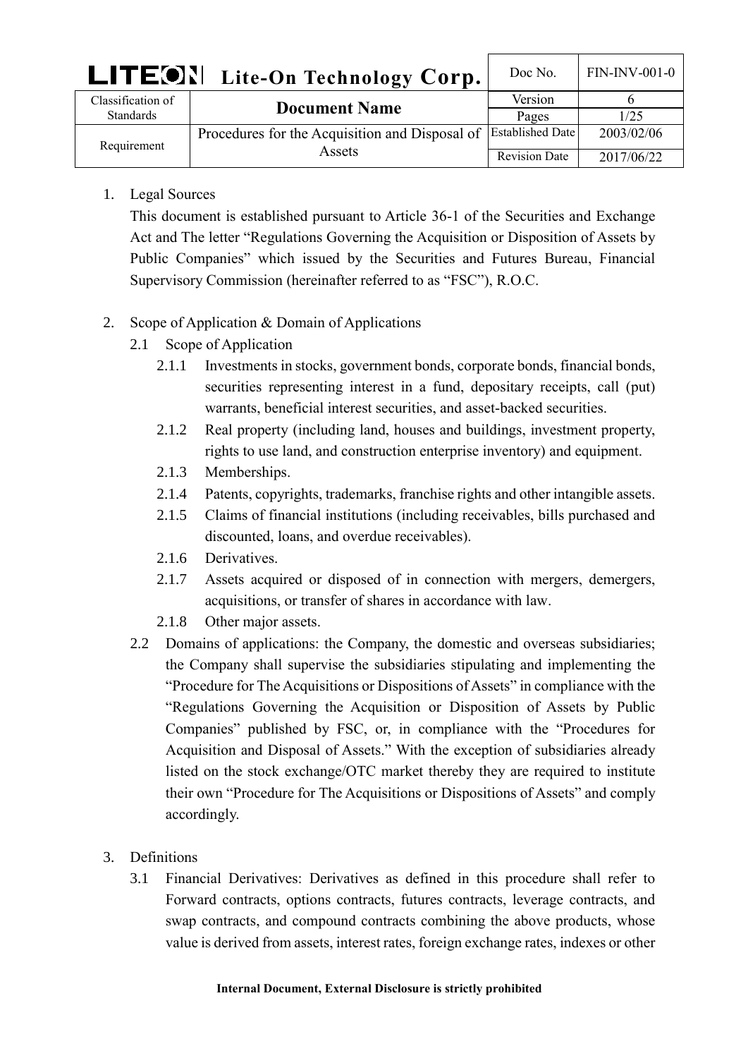| Lite-On Technology Corp. | | Doc No. | FIN-INV-001-0 |
|---|---|---|---|
| Classification of Standards | Document Name | Version | 6 |
| | | Pages | 1/25 |
| Requirement | Procedures for the Acquisition and Disposal of Assets | Established Date | 2003/02/06 |
| | | Revision Date | 2017/06/22 |

1. Legal Sources

   This document is established pursuant to Article 36-1 of the Securities and Exchange Act and The letter "Regulations Governing the Acquisition or Disposition of Assets by Public Companies" which issued by the Securities and Futures Bureau, Financial Supervisory Commission (hereinafter referred to as "FSC"), R.O.C.

2. Scope of Application & Domain of Applications

   2.1 Scope of Application

   2.1.1 Investments in stocks, government bonds, corporate bonds, financial bonds, securities representing interest in a fund, depositary receipts, call (put) warrants, beneficial interest securities, and asset-backed securities.

   2.1.2 Real property (including land, houses and buildings, investment property, rights to use land, and construction enterprise inventory) and equipment.

   2.1.3 Memberships.

   2.1.4 Patents, copyrights, trademarks, franchise rights and other intangible assets.

   2.1.5 Claims of financial institutions (including receivables, bills purchased and discounted, loans, and overdue receivables).

   2.1.6 Derivatives.

   2.1.7 Assets acquired or disposed of in connection with mergers, demergers, acquisitions, or transfer of shares in accordance with law.

   2.1.8 Other major assets.

   2.2 Domains of applications: the Company, the domestic and overseas subsidiaries; the Company shall supervise the subsidiaries stipulating and implementing the "Procedure for The Acquisitions or Dispositions of Assets" in compliance with the "Regulations Governing the Acquisition or Disposition of Assets by Public Companies" published by FSC, or, in compliance with the "Procedures for Acquisition and Disposal of Assets." With the exception of subsidiaries already listed on the stock exchange/OTC market thereby they are required to institute their own "Procedure for The Acquisitions or Dispositions of Assets" and comply accordingly.

3. Definitions

   3.1 Financial Derivatives: Derivatives as defined in this procedure shall refer to Forward contracts, options contracts, futures contracts, leverage contracts, and swap contracts, and compound contracts combining the above products, whose value is derived from assets, interest rates, foreign exchange rates, indexes or other

**Internal Document, External Disclosure is strictly prohibited**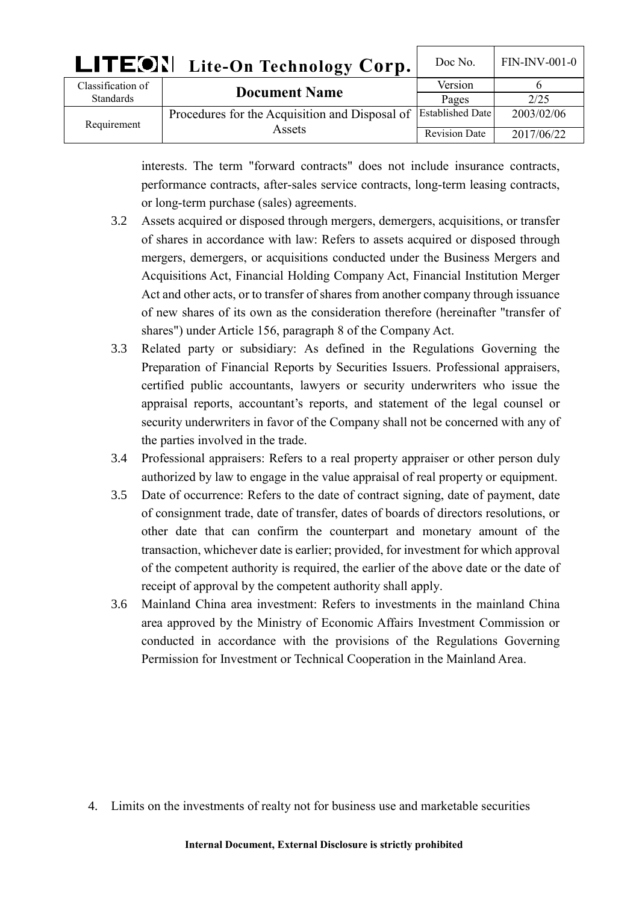interests. The term "forward contracts" does not include insurance contracts, performance contracts, after-sales service contracts, long-term leasing contracts, or long-term purchase (sales) agreements.

3.2 Assets acquired or disposed through mergers, demergers, acquisitions, or transfer of shares in accordance with law: Refers to assets acquired or disposed through mergers, demergers, or acquisitions conducted under the Business Mergers and Acquisitions Act, Financial Holding Company Act, Financial Institution Merger Act and other acts, or to transfer of shares from another company through issuance of new shares of its own as the consideration therefore (hereinafter "transfer of shares") under Article 156, paragraph 8 of the Company Act.

3.3 Related party or subsidiary: As defined in the Regulations Governing the Preparation of Financial Reports by Securities Issuers. Professional appraisers, certified public accountants, lawyers or security underwriters who issue the appraisal reports, accountant's reports, and statement of the legal counsel or security underwriters in favor of the Company shall not be concerned with any of the parties involved in the trade.

3.4 Professional appraisers: Refers to a real property appraiser or other person duly authorized by law to engage in the value appraisal of real property or equipment.

3.5 Date of occurrence: Refers to the date of contract signing, date of payment, date of consignment trade, date of transfer, dates of boards of directors resolutions, or other date that can confirm the counterpart and monetary amount of the transaction, whichever date is earlier; provided, for investment for which approval of the competent authority is required, the earlier of the above date or the date of receipt of approval by the competent authority shall apply.

3.6 Mainland China area investment: Refers to investments in the mainland China area approved by the Ministry of Economic Affairs Investment Commission or conducted in accordance with the provisions of the Regulations Governing Permission for Investment or Technical Cooperation in the Mainland Area.

4. Limits on the investments of realty not for business use and marketable securities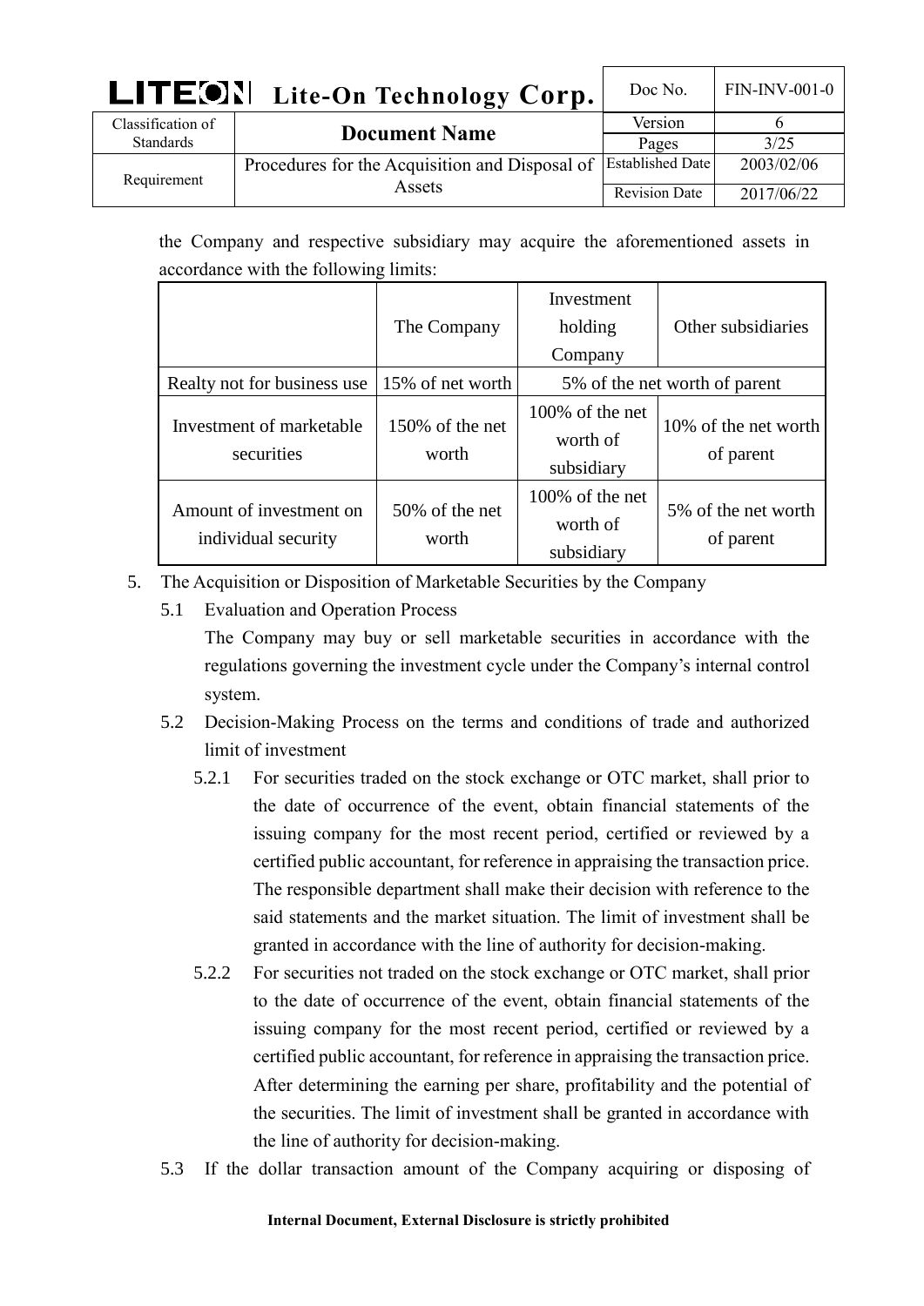the Company and respective subsidiary may acquire the aforementioned assets in accordance with the following limits:

| | The Company | Investment holding Company | Other subsidiaries |
|---|---|---|---|
| Realty not for business use | 15% of net worth | 5% of the net worth of parent | |
| Investment of marketable securities | 150% of the net worth | 100% of the net worth of subsidiary | 10% of the net worth of parent |
| Amount of investment on individual security | 50% of the net worth | 100% of the net worth of subsidiary | 5% of the net worth of parent |

5. The Acquisition or Disposition of Marketable Securities by the Company
   - 5.1 Evaluation and Operation Process

     The Company may buy or sell marketable securities in accordance with the regulations governing the investment cycle under the Company's internal control system.
   - 5.2 Decision-Making Process on the terms and conditions of trade and authorized limit of investment
     - 5.2.1 For securities traded on the stock exchange or OTC market, shall prior to the date of occurrence of the event, obtain financial statements of the issuing company for the most recent period, certified or reviewed by a certified public accountant, for reference in appraising the transaction price. The responsible department shall make their decision with reference to the said statements and the market situation. The limit of investment shall be granted in accordance with the line of authority for decision-making.
     - 5.2.2 For securities not traded on the stock exchange or OTC market, shall prior to the date of occurrence of the event, obtain financial statements of the issuing company for the most recent period, certified or reviewed by a certified public accountant, for reference in appraising the transaction price. After determining the earning per share, profitability and the potential of the securities. The limit of investment shall be granted in accordance with the line of authority for decision-making.
   - 5.3 If the dollar transaction amount of the Company acquiring or disposing of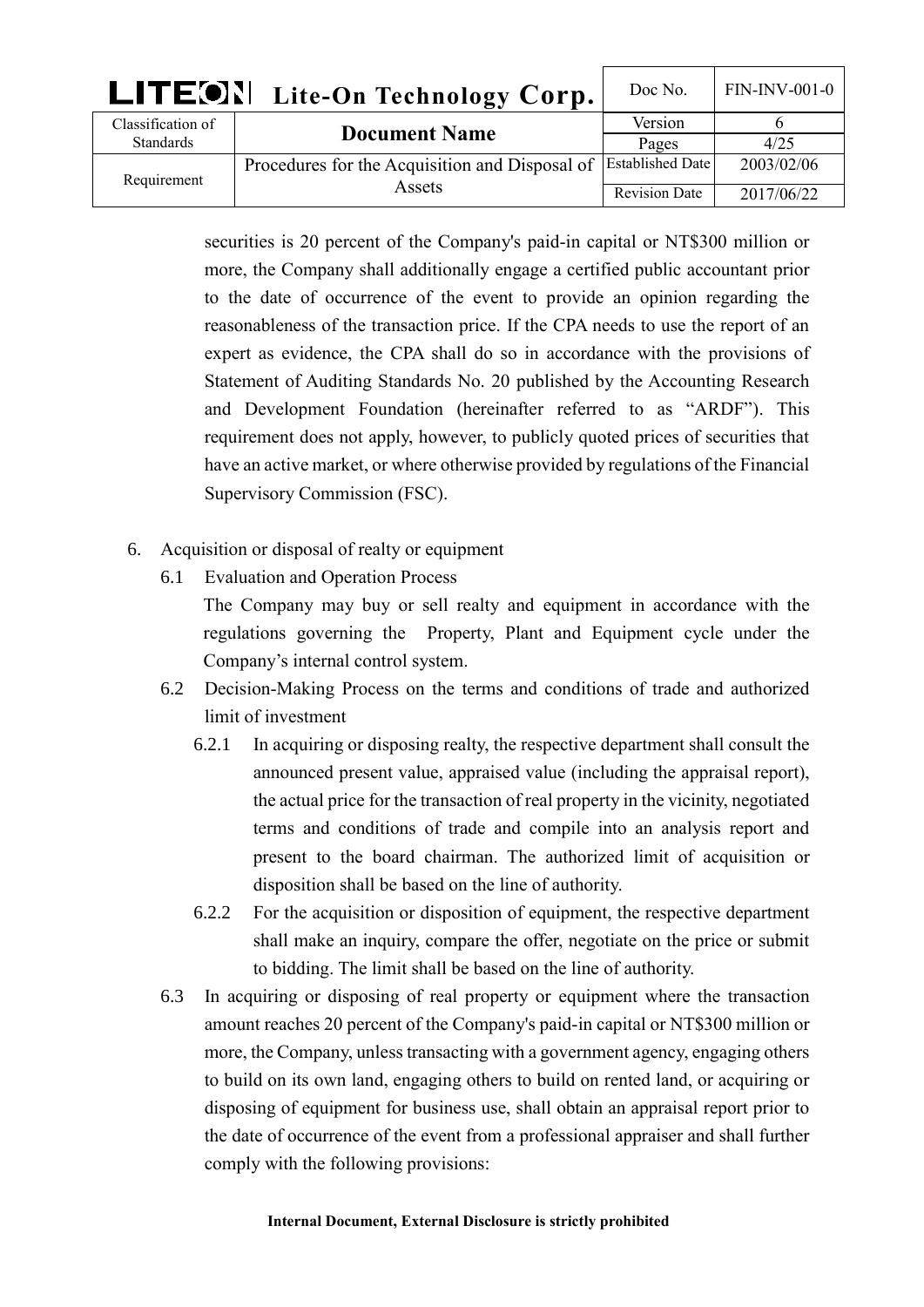securities is 20 percent of the Company's paid-in capital or NT$300 million or more, the Company shall additionally engage a certified public accountant prior to the date of occurrence of the event to provide an opinion regarding the reasonableness of the transaction price. If the CPA needs to use the report of an expert as evidence, the CPA shall do so in accordance with the provisions of Statement of Auditing Standards No. 20 published by the Accounting Research and Development Foundation (hereinafter referred to as "ARDF"). This requirement does not apply, however, to publicly quoted prices of securities that have an active market, or where otherwise provided by regulations of the Financial Supervisory Commission (FSC).

6. Acquisition or disposal of realty or equipment
   - 6.1 Evaluation and Operation Process

     The Company may buy or sell realty and equipment in accordance with the regulations governing the Property, Plant and Equipment cycle under the Company's internal control system.
   - 6.2 Decision-Making Process on the terms and conditions of trade and authorized limit of investment
     - 6.2.1 In acquiring or disposing realty, the respective department shall consult the announced present value, appraised value (including the appraisal report), the actual price for the transaction of real property in the vicinity, negotiated terms and conditions of trade and compile into an analysis report and present to the board chairman. The authorized limit of acquisition or disposition shall be based on the line of authority.
     - 6.2.2 For the acquisition or disposition of equipment, the respective department shall make an inquiry, compare the offer, negotiate on the price or submit to bidding. The limit shall be based on the line of authority.
   - 6.3 In acquiring or disposing of real property or equipment where the transaction amount reaches 20 percent of the Company's paid-in capital or NT$300 million or more, the Company, unless transacting with a government agency, engaging others to build on its own land, engaging others to build on rented land, or acquiring or disposing of equipment for business use, shall obtain an appraisal report prior to the date of occurrence of the event from a professional appraiser and shall further comply with the following provisions: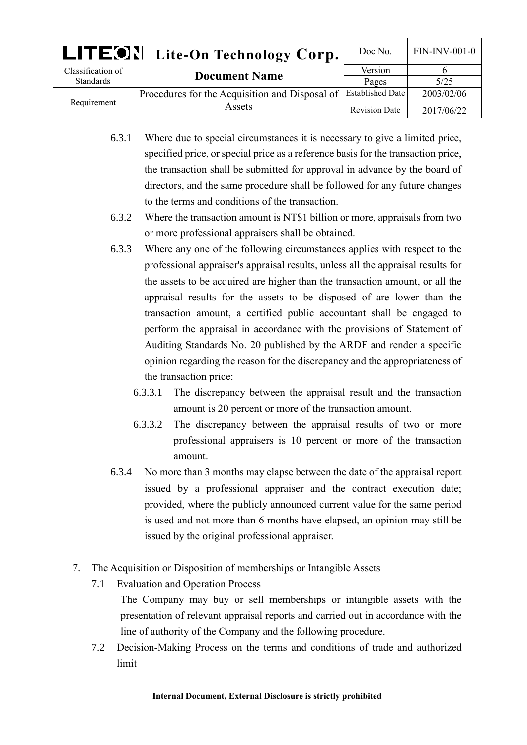6.3.1 Where due to special circumstances it is necessary to give a limited price, specified price, or special price as a reference basis for the transaction price, the transaction shall be submitted for approval in advance by the board of directors, and the same procedure shall be followed for any future changes to the terms and conditions of the transaction.

6.3.2 Where the transaction amount is NT$1 billion or more, appraisals from two or more professional appraisers shall be obtained.

6.3.3 Where any one of the following circumstances applies with respect to the professional appraiser's appraisal results, unless all the appraisal results for the assets to be acquired are higher than the transaction amount, or all the appraisal results for the assets to be disposed of are lower than the transaction amount, a certified public accountant shall be engaged to perform the appraisal in accordance with the provisions of Statement of Auditing Standards No. 20 published by the ARDF and render a specific opinion regarding the reason for the discrepancy and the appropriateness of the transaction price:

6.3.3.1 The discrepancy between the appraisal result and the transaction amount is 20 percent or more of the transaction amount.

6.3.3.2 The discrepancy between the appraisal results of two or more professional appraisers is 10 percent or more of the transaction amount.

6.3.4 No more than 3 months may elapse between the date of the appraisal report issued by a professional appraiser and the contract execution date; provided, where the publicly announced current value for the same period is used and not more than 6 months have elapsed, an opinion may still be issued by the original professional appraiser.

7. The Acquisition or Disposition of memberships or Intangible Assets

7.1 Evaluation and Operation Process

The Company may buy or sell memberships or intangible assets with the presentation of relevant appraisal reports and carried out in accordance with the line of authority of the Company and the following procedure.

7.2 Decision-Making Process on the terms and conditions of trade and authorized limit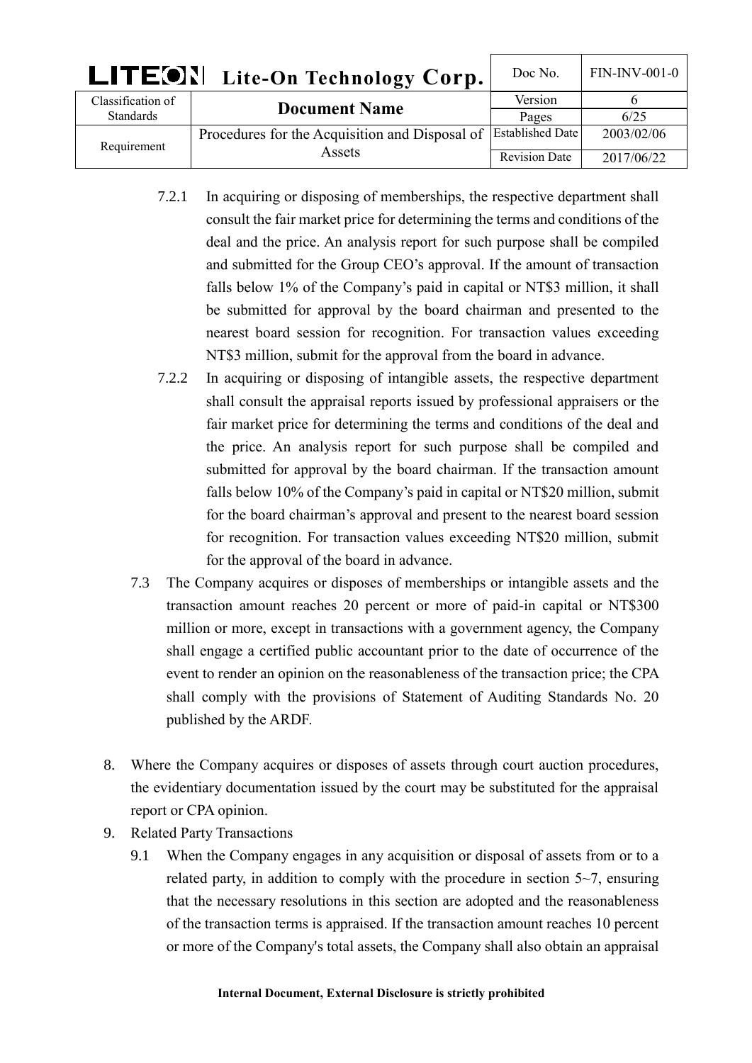7.2.1 In acquiring or disposing of memberships, the respective department shall consult the fair market price for determining the terms and conditions of the deal and the price. An analysis report for such purpose shall be compiled and submitted for the Group CEO's approval. If the amount of transaction falls below 1% of the Company's paid in capital or NT$3 million, it shall be submitted for approval by the board chairman and presented to the nearest board session for recognition. For transaction values exceeding NT$3 million, submit for the approval from the board in advance.

7.2.2 In acquiring or disposing of intangible assets, the respective department shall consult the appraisal reports issued by professional appraisers or the fair market price for determining the terms and conditions of the deal and the price. An analysis report for such purpose shall be compiled and submitted for approval by the board chairman. If the transaction amount falls below 10% of the Company's paid in capital or NT$20 million, submit for the board chairman's approval and present to the nearest board session for recognition. For transaction values exceeding NT$20 million, submit for the approval of the board in advance.

7.3 The Company acquires or disposes of memberships or intangible assets and the transaction amount reaches 20 percent or more of paid-in capital or NT$300 million or more, except in transactions with a government agency, the Company shall engage a certified public accountant prior to the date of occurrence of the event to render an opinion on the reasonableness of the transaction price; the CPA shall comply with the provisions of Statement of Auditing Standards No. 20 published by the ARDF.

8. Where the Company acquires or disposes of assets through court auction procedures, the evidentiary documentation issued by the court may be substituted for the appraisal report or CPA opinion.

9. Related Party Transactions

9.1 When the Company engages in any acquisition or disposal of assets from or to a related party, in addition to comply with the procedure in section 5~7, ensuring that the necessary resolutions in this section are adopted and the reasonableness of the transaction terms is appraised. If the transaction amount reaches 10 percent or more of the Company's total assets, the Company shall also obtain an appraisal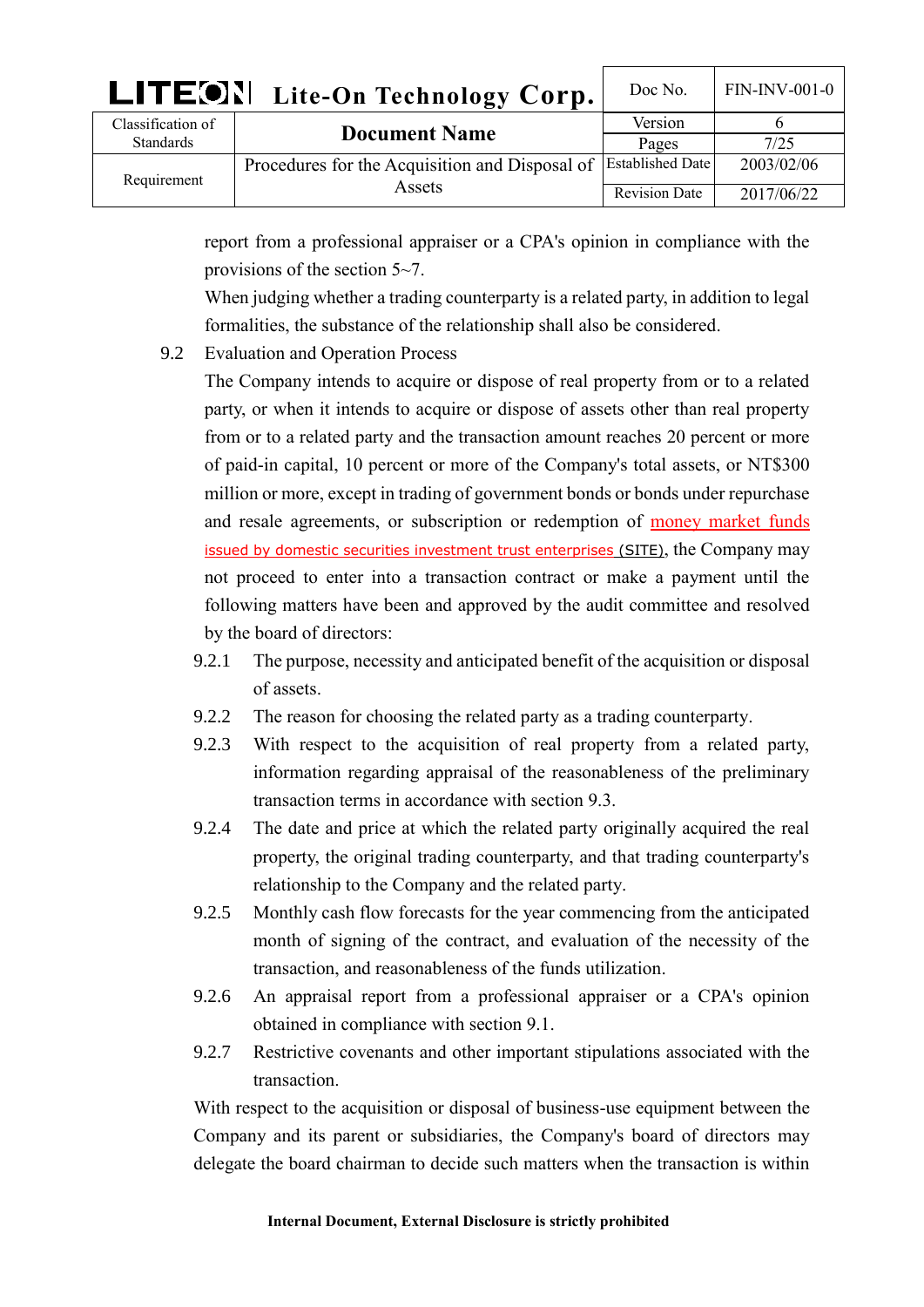report from a professional appraiser or a CPA's opinion in compliance with the provisions of the section 5~7.

When judging whether a trading counterparty is a related party, in addition to legal formalities, the substance of the relationship shall also be considered.

9.2 Evaluation and Operation Process

The Company intends to acquire or dispose of real property from or to a related party, or when it intends to acquire or dispose of assets other than real property from or to a related party and the transaction amount reaches 20 percent or more of paid-in capital, 10 percent or more of the Company's total assets, or NT$300 million or more, except in trading of government bonds or bonds under repurchase and resale agreements, or subscription or redemption of money market funds issued by domestic securities investment trust enterprises (SITE), the Company may not proceed to enter into a transaction contract or make a payment until the following matters have been and approved by the audit committee and resolved by the board of directors:

9.2.1 The purpose, necessity and anticipated benefit of the acquisition or disposal of assets.

9.2.2 The reason for choosing the related party as a trading counterparty.

9.2.3 With respect to the acquisition of real property from a related party, information regarding appraisal of the reasonableness of the preliminary transaction terms in accordance with section 9.3.

9.2.4 The date and price at which the related party originally acquired the real property, the original trading counterparty, and that trading counterparty's relationship to the Company and the related party.

9.2.5 Monthly cash flow forecasts for the year commencing from the anticipated month of signing of the contract, and evaluation of the necessity of the transaction, and reasonableness of the funds utilization.

9.2.6 An appraisal report from a professional appraiser or a CPA's opinion obtained in compliance with section 9.1.

9.2.7 Restrictive covenants and other important stipulations associated with the transaction.

With respect to the acquisition or disposal of business-use equipment between the Company and its parent or subsidiaries, the Company's board of directors may delegate the board chairman to decide such matters when the transaction is within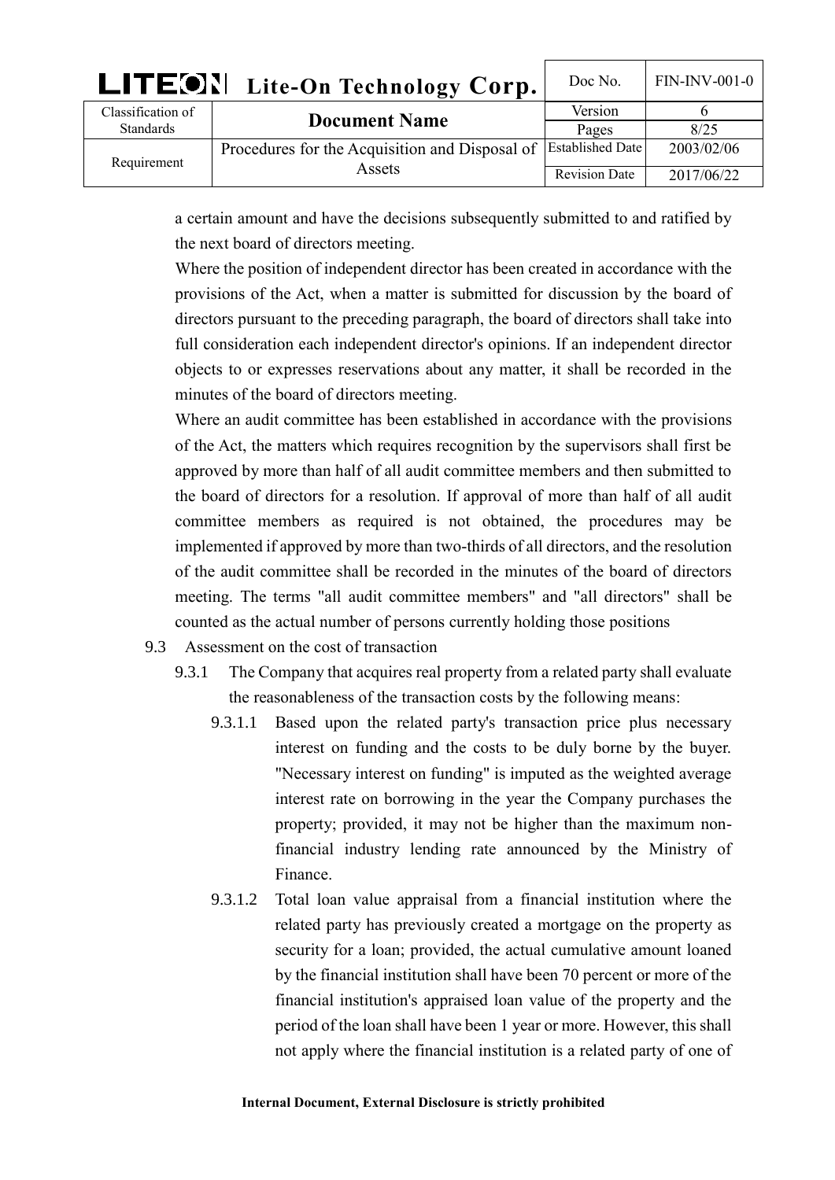a certain amount and have the decisions subsequently submitted to and ratified by the next board of directors meeting.

Where the position of independent director has been created in accordance with the provisions of the Act, when a matter is submitted for discussion by the board of directors pursuant to the preceding paragraph, the board of directors shall take into full consideration each independent director's opinions. If an independent director objects to or expresses reservations about any matter, it shall be recorded in the minutes of the board of directors meeting.

Where an audit committee has been established in accordance with the provisions of the Act, the matters which requires recognition by the supervisors shall first be approved by more than half of all audit committee members and then submitted to the board of directors for a resolution. If approval of more than half of all audit committee members as required is not obtained, the procedures may be implemented if approved by more than two-thirds of all directors, and the resolution of the audit committee shall be recorded in the minutes of the board of directors meeting. The terms "all audit committee members" and "all directors" shall be counted as the actual number of persons currently holding those positions

9.3 Assessment on the cost of transaction

9.3.1 The Company that acquires real property from a related party shall evaluate the reasonableness of the transaction costs by the following means:

9.3.1.1 Based upon the related party's transaction price plus necessary interest on funding and the costs to be duly borne by the buyer. "Necessary interest on funding" is imputed as the weighted average interest rate on borrowing in the year the Company purchases the property; provided, it may not be higher than the maximum non-financial industry lending rate announced by the Ministry of Finance.

9.3.1.2 Total loan value appraisal from a financial institution where the related party has previously created a mortgage on the property as security for a loan; provided, the actual cumulative amount loaned by the financial institution shall have been 70 percent or more of the financial institution's appraised loan value of the property and the period of the loan shall have been 1 year or more. However, this shall not apply where the financial institution is a related party of one of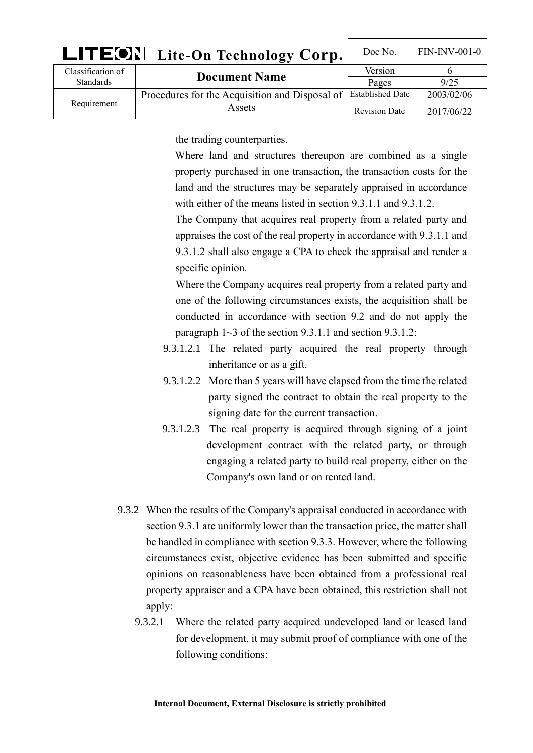the trading counterparties.

Where land and structures thereupon are combined as a single property purchased in one transaction, the transaction costs for the land and the structures may be separately appraised in accordance with either of the means listed in section 9.3.1.1 and 9.3.1.2.

The Company that acquires real property from a related party and appraises the cost of the real property in accordance with 9.3.1.1 and 9.3.1.2 shall also engage a CPA to check the appraisal and render a specific opinion.

Where the Company acquires real property from a related party and one of the following circumstances exists, the acquisition shall be conducted in accordance with section 9.2 and do not apply the paragraph 1~3 of the section 9.3.1.1 and section 9.3.1.2:

9.3.1.2.1 The related party acquired the real property through inheritance or as a gift.

9.3.1.2.2 More than 5 years will have elapsed from the time the related party signed the contract to obtain the real property to the signing date for the current transaction.

9.3.1.2.3 The real property is acquired through signing of a joint development contract with the related party, or through engaging a related party to build real property, either on the Company's own land or on rented land.

9.3.2 When the results of the Company's appraisal conducted in accordance with section 9.3.1 are uniformly lower than the transaction price, the matter shall be handled in compliance with section 9.3.3. However, where the following circumstances exist, objective evidence has been submitted and specific opinions on reasonableness have been obtained from a professional real property appraiser and a CPA have been obtained, this restriction shall not apply:

9.3.2.1 Where the related party acquired undeveloped land or leased land for development, it may submit proof of compliance with one of the following conditions: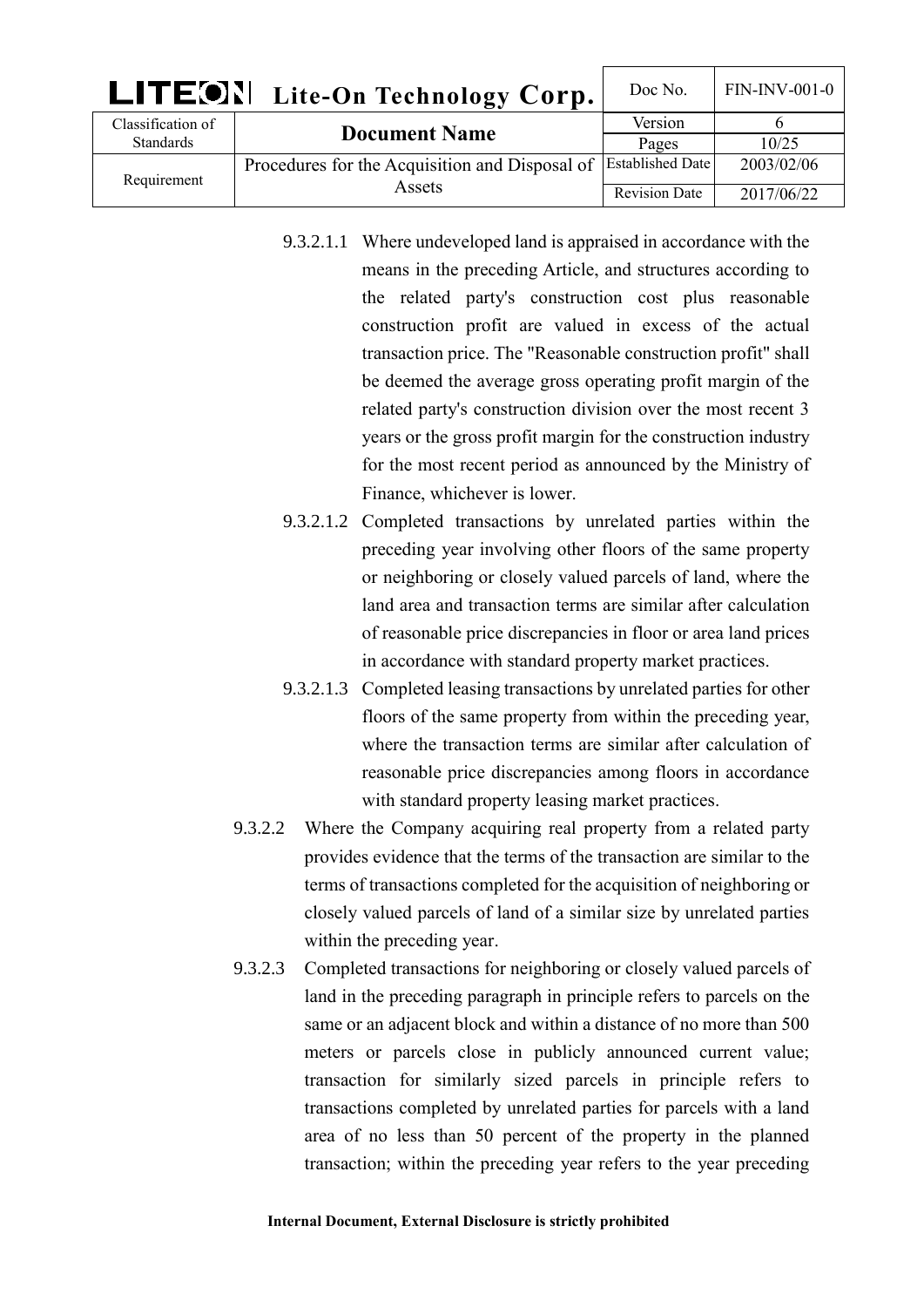9.3.2.1.1 Where undeveloped land is appraised in accordance with the means in the preceding Article, and structures according to the related party's construction cost plus reasonable construction profit are valued in excess of the actual transaction price. The "Reasonable construction profit" shall be deemed the average gross operating profit margin of the related party's construction division over the most recent 3 years or the gross profit margin for the construction industry for the most recent period as announced by the Ministry of Finance, whichever is lower.

9.3.2.1.2 Completed transactions by unrelated parties within the preceding year involving other floors of the same property or neighboring or closely valued parcels of land, where the land area and transaction terms are similar after calculation of reasonable price discrepancies in floor or area land prices in accordance with standard property market practices.

9.3.2.1.3 Completed leasing transactions by unrelated parties for other floors of the same property from within the preceding year, where the transaction terms are similar after calculation of reasonable price discrepancies among floors in accordance with standard property leasing market practices.

9.3.2.2 Where the Company acquiring real property from a related party provides evidence that the terms of the transaction are similar to the terms of transactions completed for the acquisition of neighboring or closely valued parcels of land of a similar size by unrelated parties within the preceding year.

9.3.2.3 Completed transactions for neighboring or closely valued parcels of land in the preceding paragraph in principle refers to parcels on the same or an adjacent block and within a distance of no more than 500 meters or parcels close in publicly announced current value; transaction for similarly sized parcels in principle refers to transactions completed by unrelated parties for parcels with a land area of no less than 50 percent of the property in the planned transaction; within the preceding year refers to the year preceding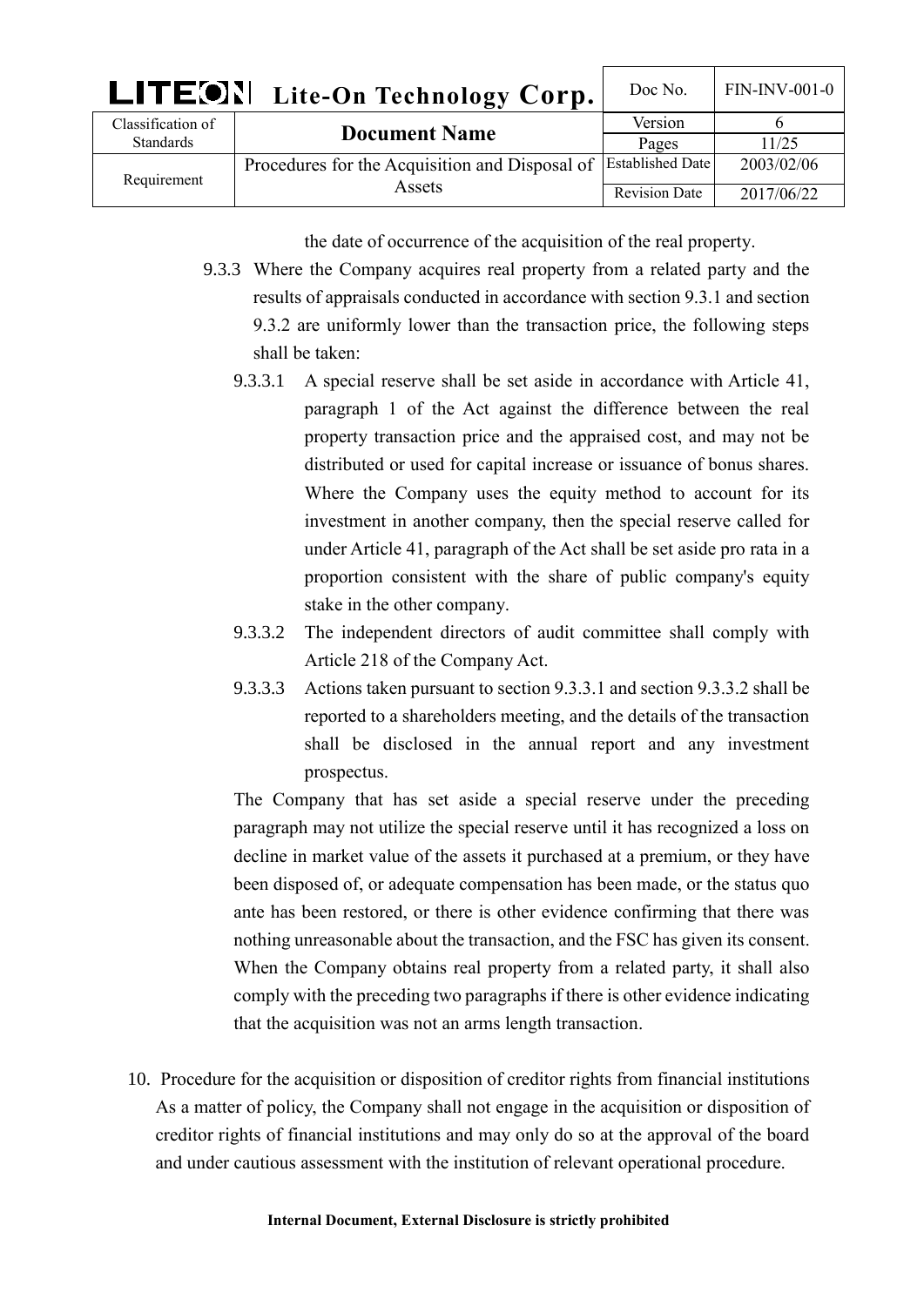the date of occurrence of the acquisition of the real property.

9.3.3 Where the Company acquires real property from a related party and the results of appraisals conducted in accordance with section 9.3.1 and section 9.3.2 are uniformly lower than the transaction price, the following steps shall be taken:

9.3.3.1 A special reserve shall be set aside in accordance with Article 41, paragraph 1 of the Act against the difference between the real property transaction price and the appraised cost, and may not be distributed or used for capital increase or issuance of bonus shares. Where the Company uses the equity method to account for its investment in another company, then the special reserve called for under Article 41, paragraph of the Act shall be set aside pro rata in a proportion consistent with the share of public company's equity stake in the other company.

9.3.3.2 The independent directors of audit committee shall comply with Article 218 of the Company Act.

9.3.3.3 Actions taken pursuant to section 9.3.3.1 and section 9.3.3.2 shall be reported to a shareholders meeting, and the details of the transaction shall be disclosed in the annual report and any investment prospectus.

The Company that has set aside a special reserve under the preceding paragraph may not utilize the special reserve until it has recognized a loss on decline in market value of the assets it purchased at a premium, or they have been disposed of, or adequate compensation has been made, or the status quo ante has been restored, or there is other evidence confirming that there was nothing unreasonable about the transaction, and the FSC has given its consent. When the Company obtains real property from a related party, it shall also comply with the preceding two paragraphs if there is other evidence indicating that the acquisition was not an arms length transaction.

10. Procedure for the acquisition or disposition of creditor rights from financial institutions

As a matter of policy, the Company shall not engage in the acquisition or disposition of creditor rights of financial institutions and may only do so at the approval of the board and under cautious assessment with the institution of relevant operational procedure.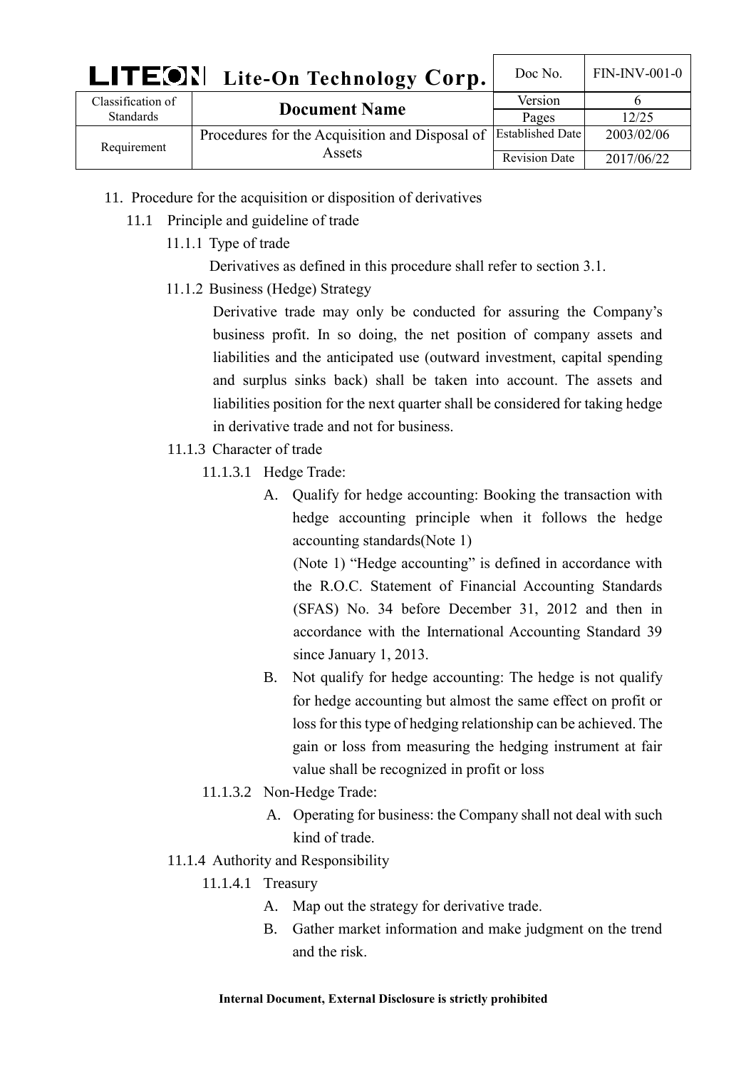11. Procedure for the acquisition or disposition of derivatives

    11.1 Principle and guideline of trade

    11.1.1 Type of trade

    Derivatives as defined in this procedure shall refer to section 3.1.

    11.1.2 Business (Hedge) Strategy

    Derivative trade may only be conducted for assuring the Company's business profit. In so doing, the net position of company assets and liabilities and the anticipated use (outward investment, capital spending and surplus sinks back) shall be taken into account. The assets and liabilities position for the next quarter shall be considered for taking hedge in derivative trade and not for business.

    11.1.3 Character of trade

    11.1.3.1 Hedge Trade:

    A. Qualify for hedge accounting: Booking the transaction with hedge accounting principle when it follows the hedge accounting standards(Note 1)

    (Note 1) "Hedge accounting" is defined in accordance with the R.O.C. Statement of Financial Accounting Standards (SFAS) No. 34 before December 31, 2012 and then in accordance with the International Accounting Standard 39 since January 1, 2013.

    B. Not qualify for hedge accounting: The hedge is not qualify for hedge accounting but almost the same effect on profit or loss for this type of hedging relationship can be achieved. The gain or loss from measuring the hedging instrument at fair value shall be recognized in profit or loss

    11.1.3.2 Non-Hedge Trade:

    A. Operating for business: the Company shall not deal with such kind of trade.

    11.1.4 Authority and Responsibility

    11.1.4.1 Treasury

    A. Map out the strategy for derivative trade.

    B. Gather market information and make judgment on the trend and the risk.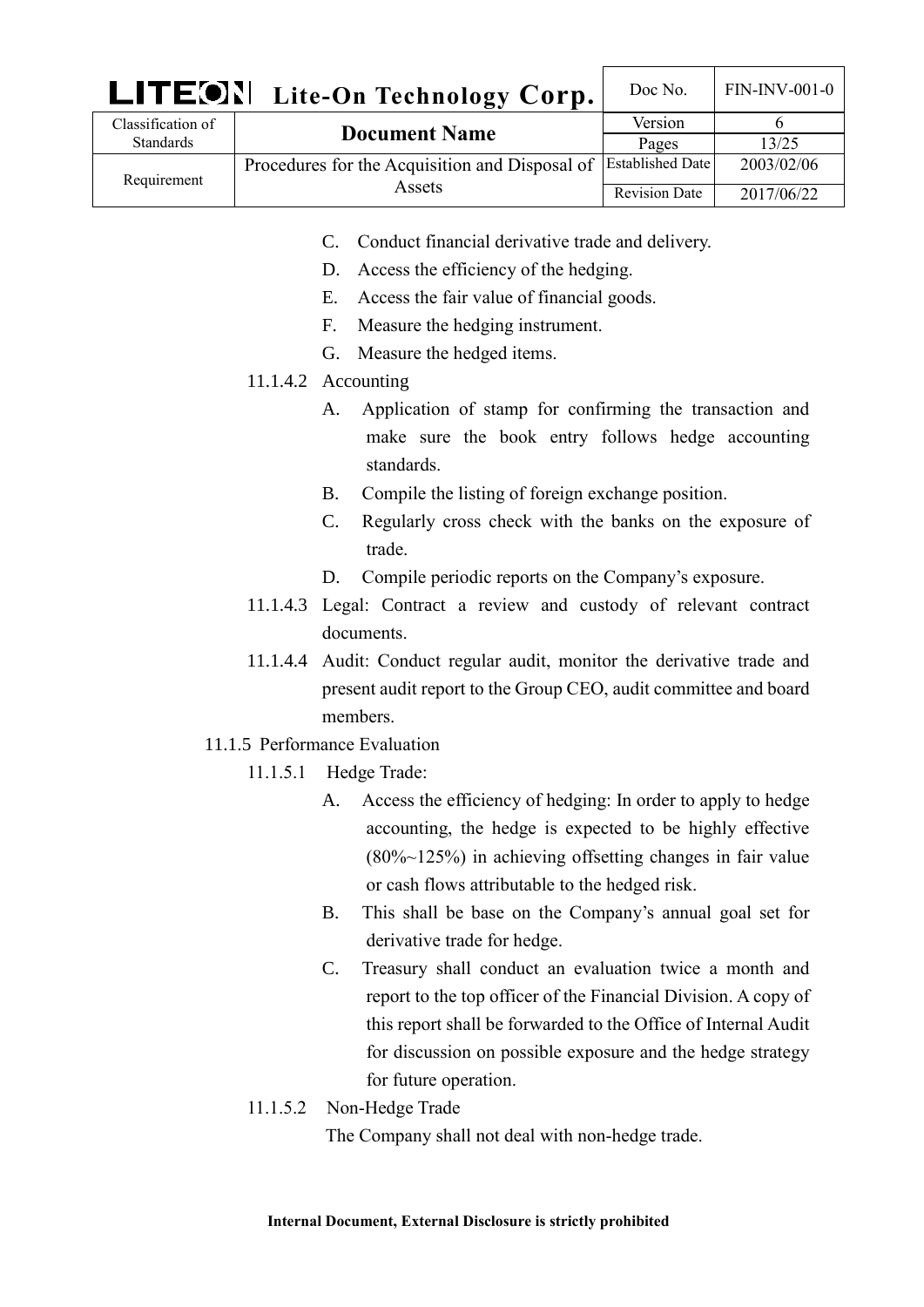C. Conduct financial derivative trade and delivery.

D. Access the efficiency of the hedging.

E. Access the fair value of financial goods.

F. Measure the hedging instrument.

G. Measure the hedged items.

11.1.4.2 Accounting

A. Application of stamp for confirming the transaction and make sure the book entry follows hedge accounting standards.

B. Compile the listing of foreign exchange position.

C. Regularly cross check with the banks on the exposure of trade.

D. Compile periodic reports on the Company's exposure.

11.1.4.3 Legal: Contract a review and custody of relevant contract documents.

11.1.4.4 Audit: Conduct regular audit, monitor the derivative trade and present audit report to the Group CEO, audit committee and board members.

11.1.5 Performance Evaluation

11.1.5.1 Hedge Trade:

A. Access the efficiency of hedging: In order to apply to hedge accounting, the hedge is expected to be highly effective (80%~125%) in achieving offsetting changes in fair value or cash flows attributable to the hedged risk.

B. This shall be base on the Company's annual goal set for derivative trade for hedge.

C. Treasury shall conduct an evaluation twice a month and report to the top officer of the Financial Division. A copy of this report shall be forwarded to the Office of Internal Audit for discussion on possible exposure and the hedge strategy for future operation.

11.1.5.2 Non-Hedge Trade

The Company shall not deal with non-hedge trade.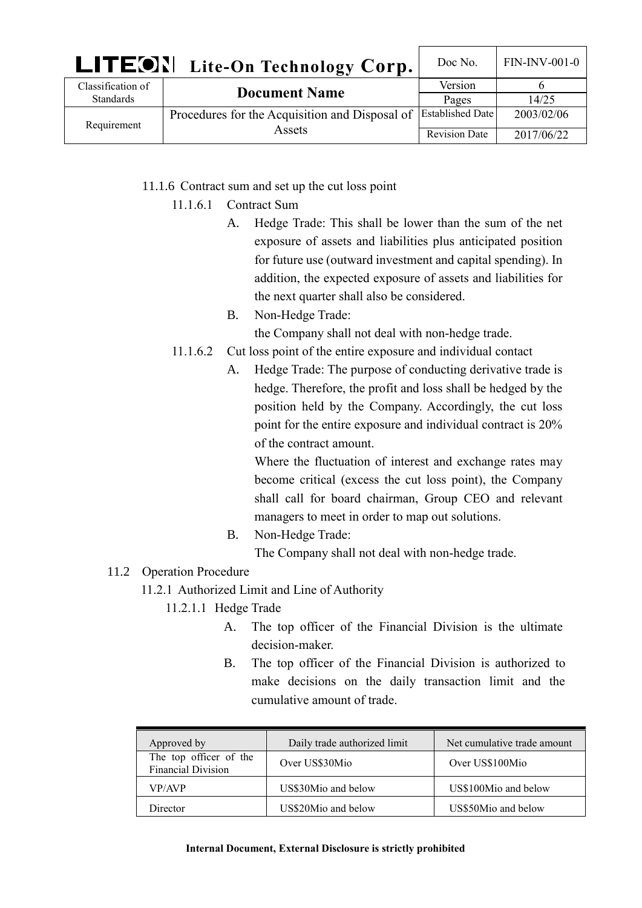11.1.6 Contract sum and set up the cut loss point

11.1.6.1 Contract Sum

A. Hedge Trade: This shall be lower than the sum of the net exposure of assets and liabilities plus anticipated position for future use (outward investment and capital spending). In addition, the expected exposure of assets and liabilities for the next quarter shall also be considered.

B. Non-Hedge Trade:
the Company shall not deal with non-hedge trade.

11.1.6.2 Cut loss point of the entire exposure and individual contact

A. Hedge Trade: The purpose of conducting derivative trade is hedge. Therefore, the profit and loss shall be hedged by the position held by the Company. Accordingly, the cut loss point for the entire exposure and individual contract is 20% of the contract amount.
Where the fluctuation of interest and exchange rates may become critical (excess the cut loss point), the Company shall call for board chairman, Group CEO and relevant managers to meet in order to map out solutions.

B. Non-Hedge Trade:
The Company shall not deal with non-hedge trade.

11.2 Operation Procedure

11.2.1 Authorized Limit and Line of Authority

11.2.1.1 Hedge Trade

A. The top officer of the Financial Division is the ultimate decision-maker.

B. The top officer of the Financial Division is authorized to make decisions on the daily transaction limit and the cumulative amount of trade.

| Approved by | Daily trade authorized limit | Net cumulative trade amount |
|---|---|---|
| The top officer of the Financial Division | Over US$30Mio | Over US$100Mio |
| VP/AVP | US$30Mio and below | US$100Mio and below |
| Director | US$20Mio and below | US$50Mio and below |

Internal Document, External Disclosure is strictly prohibited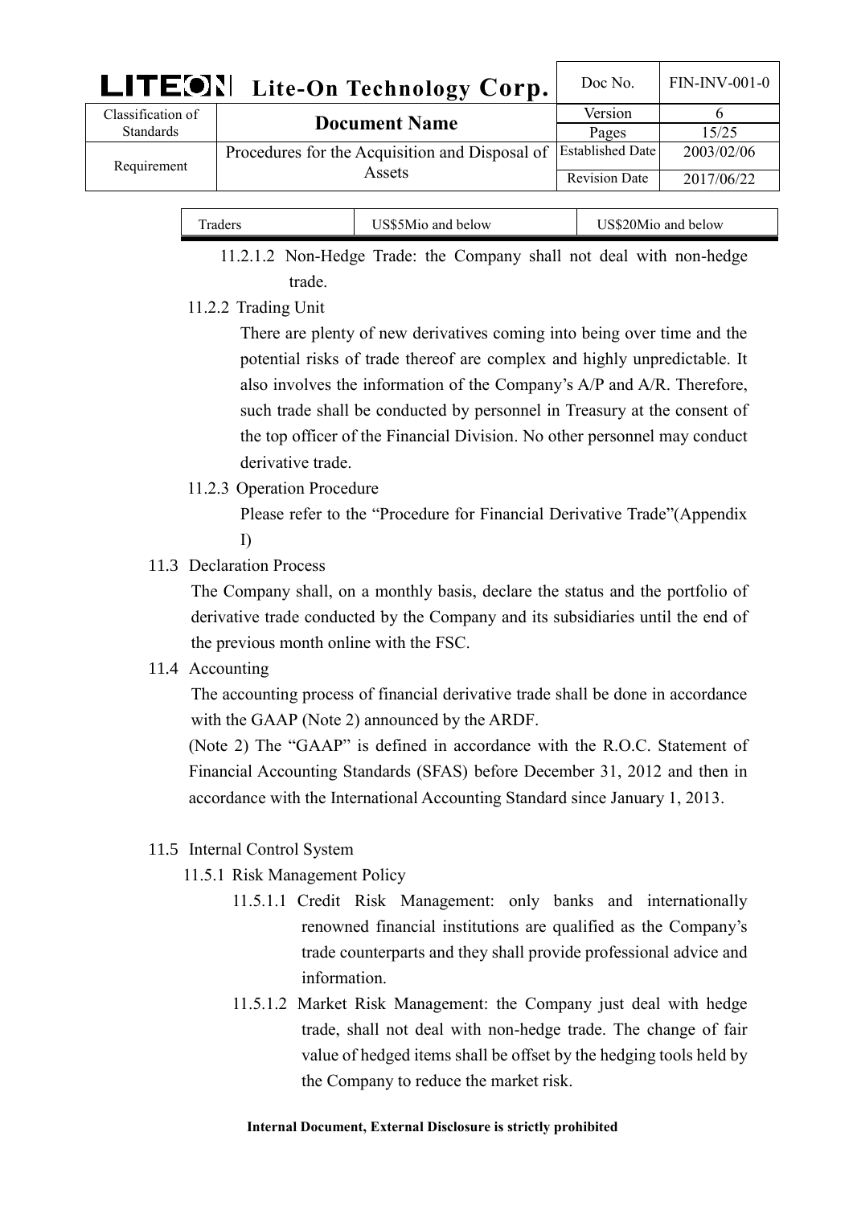| | | |
|---|---|---|
| Traders | US$5Mio and below | US$20Mio and below |

11.2.1.2 Non-Hedge Trade: the Company shall not deal with non-hedge trade.

11.2.2 Trading Unit

There are plenty of new derivatives coming into being over time and the potential risks of trade thereof are complex and highly unpredictable. It also involves the information of the Company's A/P and A/R. Therefore, such trade shall be conducted by personnel in Treasury at the consent of the top officer of the Financial Division. No other personnel may conduct derivative trade.

11.2.3 Operation Procedure

Please refer to the "Procedure for Financial Derivative Trade"(Appendix I)

11.3 Declaration Process

The Company shall, on a monthly basis, declare the status and the portfolio of derivative trade conducted by the Company and its subsidiaries until the end of the previous month online with the FSC.

11.4 Accounting

The accounting process of financial derivative trade shall be done in accordance with the GAAP (Note 2) announced by the ARDF.

(Note 2) The "GAAP" is defined in accordance with the R.O.C. Statement of Financial Accounting Standards (SFAS) before December 31, 2012 and then in accordance with the International Accounting Standard since January 1, 2013.

11.5 Internal Control System

11.5.1 Risk Management Policy

11.5.1.1 Credit Risk Management: only banks and internationally renowned financial institutions are qualified as the Company's trade counterparts and they shall provide professional advice and information.

11.5.1.2 Market Risk Management: the Company just deal with hedge trade, shall not deal with non-hedge trade. The change of fair value of hedged items shall be offset by the hedging tools held by the Company to reduce the market risk.

**Internal Document, External Disclosure is strictly prohibited**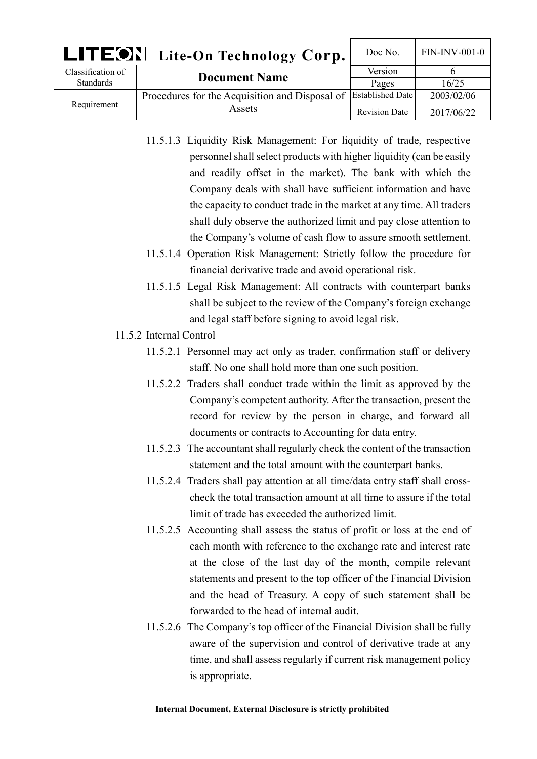11.5.1.3 Liquidity Risk Management: For liquidity of trade, respective personnel shall select products with higher liquidity (can be easily and readily offset in the market). The bank with which the Company deals with shall have sufficient information and have the capacity to conduct trade in the market at any time. All traders shall duly observe the authorized limit and pay close attention to the Company's volume of cash flow to assure smooth settlement.

11.5.1.4 Operation Risk Management: Strictly follow the procedure for financial derivative trade and avoid operational risk.

11.5.1.5 Legal Risk Management: All contracts with counterpart banks shall be subject to the review of the Company's foreign exchange and legal staff before signing to avoid legal risk.

11.5.2 Internal Control

11.5.2.1 Personnel may act only as trader, confirmation staff or delivery staff. No one shall hold more than one such position.

11.5.2.2 Traders shall conduct trade within the limit as approved by the Company's competent authority. After the transaction, present the record for review by the person in charge, and forward all documents or contracts to Accounting for data entry.

11.5.2.3 The accountant shall regularly check the content of the transaction statement and the total amount with the counterpart banks.

11.5.2.4 Traders shall pay attention at all time/data entry staff shall cross-check the total transaction amount at all time to assure if the total limit of trade has exceeded the authorized limit.

11.5.2.5 Accounting shall assess the status of profit or loss at the end of each month with reference to the exchange rate and interest rate at the close of the last day of the month, compile relevant statements and present to the top officer of the Financial Division and the head of Treasury. A copy of such statement shall be forwarded to the head of internal audit.

11.5.2.6 The Company's top officer of the Financial Division shall be fully aware of the supervision and control of derivative trade at any time, and shall assess regularly if current risk management policy is appropriate.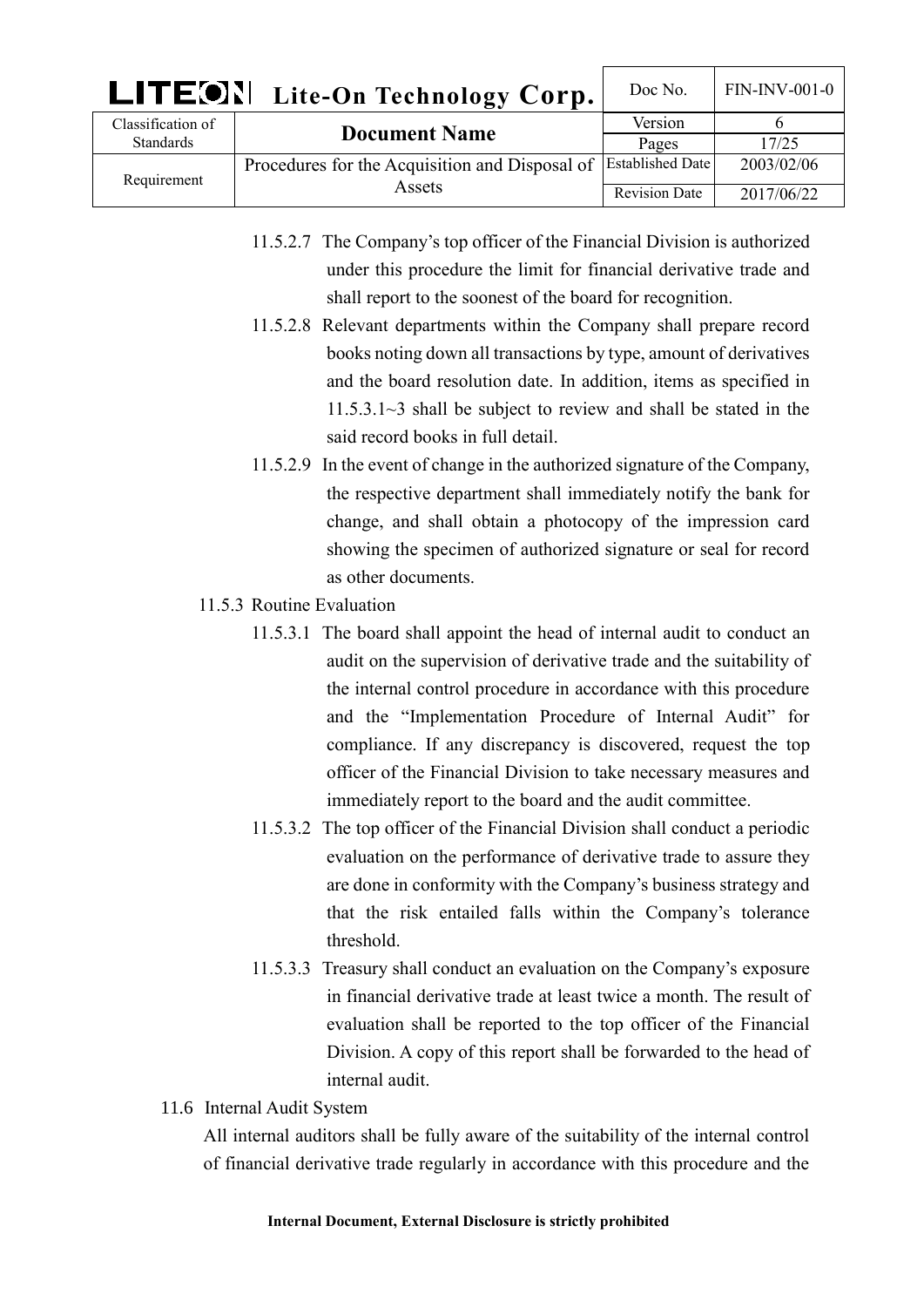11.5.2.7 The Company's top officer of the Financial Division is authorized under this procedure the limit for financial derivative trade and shall report to the soonest of the board for recognition.

11.5.2.8 Relevant departments within the Company shall prepare record books noting down all transactions by type, amount of derivatives and the board resolution date. In addition, items as specified in 11.5.3.1~3 shall be subject to review and shall be stated in the said record books in full detail.

11.5.2.9 In the event of change in the authorized signature of the Company, the respective department shall immediately notify the bank for change, and shall obtain a photocopy of the impression card showing the specimen of authorized signature or seal for record as other documents.

11.5.3 Routine Evaluation

11.5.3.1 The board shall appoint the head of internal audit to conduct an audit on the supervision of derivative trade and the suitability of the internal control procedure in accordance with this procedure and the "Implementation Procedure of Internal Audit" for compliance. If any discrepancy is discovered, request the top officer of the Financial Division to take necessary measures and immediately report to the board and the audit committee.

11.5.3.2 The top officer of the Financial Division shall conduct a periodic evaluation on the performance of derivative trade to assure they are done in conformity with the Company's business strategy and that the risk entailed falls within the Company's tolerance threshold.

11.5.3.3 Treasury shall conduct an evaluation on the Company's exposure in financial derivative trade at least twice a month. The result of evaluation shall be reported to the top officer of the Financial Division. A copy of this report shall be forwarded to the head of internal audit.

11.6 Internal Audit System

All internal auditors shall be fully aware of the suitability of the internal control of financial derivative trade regularly in accordance with this procedure and the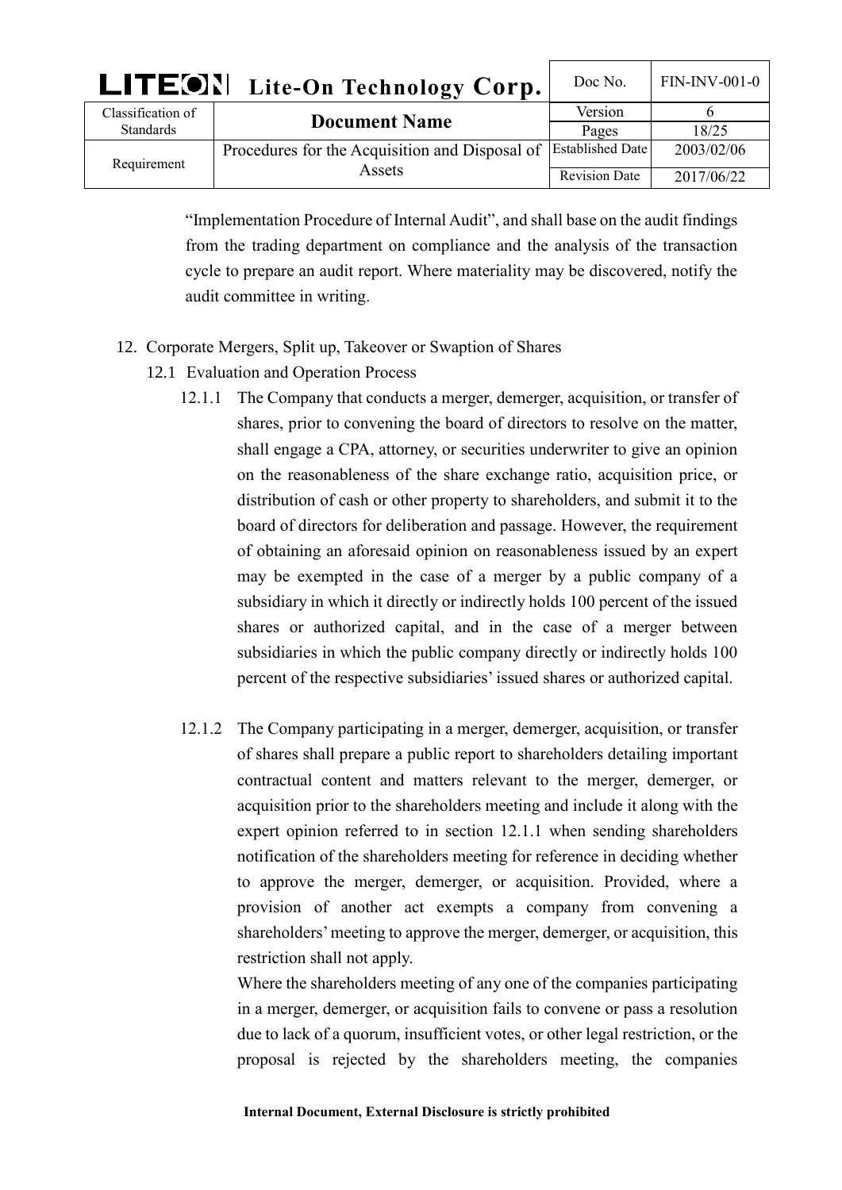"Implementation Procedure of Internal Audit", and shall base on the audit findings from the trading department on compliance and the analysis of the transaction cycle to prepare an audit report. Where materiality may be discovered, notify the audit committee in writing.

12. Corporate Mergers, Split up, Takeover or Swaption of Shares

12.1 Evaluation and Operation Process

12.1.1 The Company that conducts a merger, demerger, acquisition, or transfer of shares, prior to convening the board of directors to resolve on the matter, shall engage a CPA, attorney, or securities underwriter to give an opinion on the reasonableness of the share exchange ratio, acquisition price, or distribution of cash or other property to shareholders, and submit it to the board of directors for deliberation and passage. However, the requirement of obtaining an aforesaid opinion on reasonableness issued by an expert may be exempted in the case of a merger by a public company of a subsidiary in which it directly or indirectly holds 100 percent of the issued shares or authorized capital, and in the case of a merger between subsidiaries in which the public company directly or indirectly holds 100 percent of the respective subsidiaries' issued shares or authorized capital.

12.1.2 The Company participating in a merger, demerger, acquisition, or transfer of shares shall prepare a public report to shareholders detailing important contractual content and matters relevant to the merger, demerger, or acquisition prior to the shareholders meeting and include it along with the expert opinion referred to in section 12.1.1 when sending shareholders notification of the shareholders meeting for reference in deciding whether to approve the merger, demerger, or acquisition. Provided, where a provision of another act exempts a company from convening a shareholders' meeting to approve the merger, demerger, or acquisition, this restriction shall not apply.

Where the shareholders meeting of any one of the companies participating in a merger, demerger, or acquisition fails to convene or pass a resolution due to lack of a quorum, insufficient votes, or other legal restriction, or the proposal is rejected by the shareholders meeting, the companies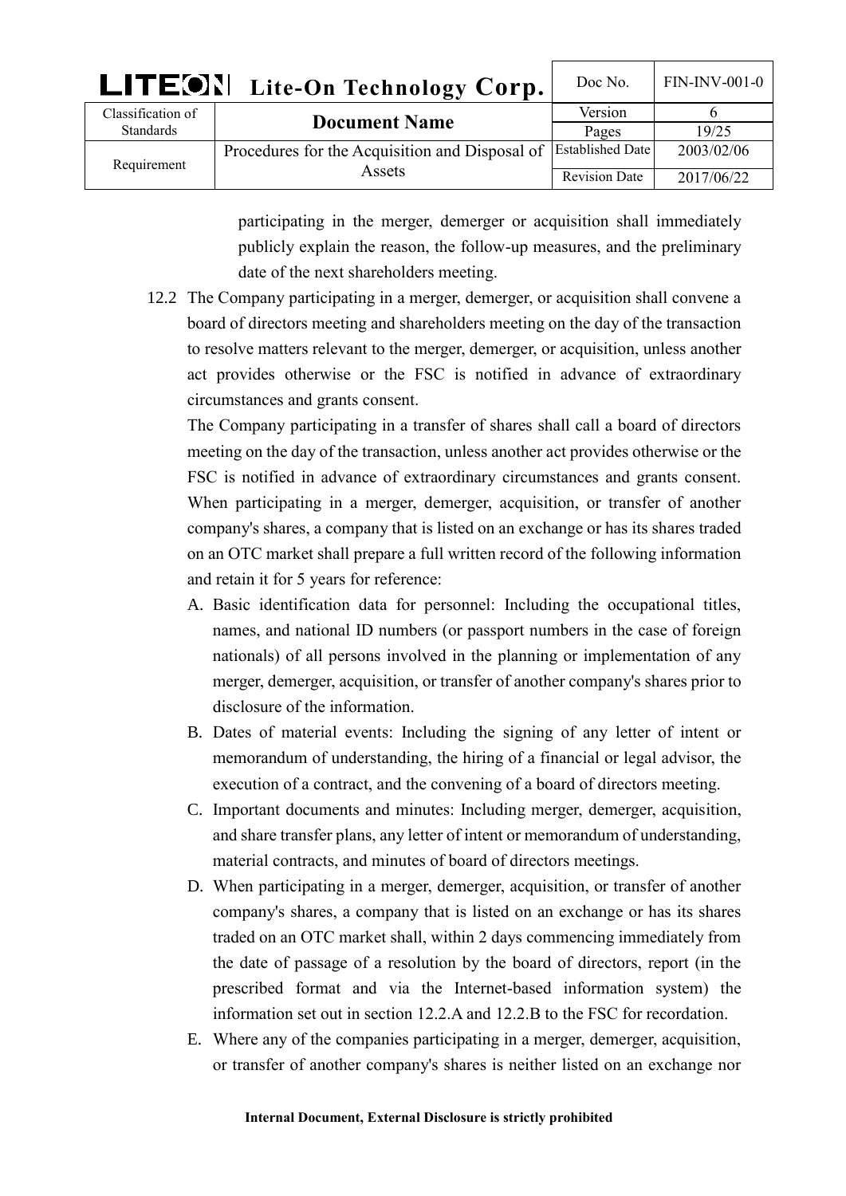participating in the merger, demerger or acquisition shall immediately publicly explain the reason, the follow-up measures, and the preliminary date of the next shareholders meeting.

12.2 The Company participating in a merger, demerger, or acquisition shall convene a board of directors meeting and shareholders meeting on the day of the transaction to resolve matters relevant to the merger, demerger, or acquisition, unless another act provides otherwise or the FSC is notified in advance of extraordinary circumstances and grants consent.

The Company participating in a transfer of shares shall call a board of directors meeting on the day of the transaction, unless another act provides otherwise or the FSC is notified in advance of extraordinary circumstances and grants consent. When participating in a merger, demerger, acquisition, or transfer of another company's shares, a company that is listed on an exchange or has its shares traded on an OTC market shall prepare a full written record of the following information and retain it for 5 years for reference:

A. Basic identification data for personnel: Including the occupational titles, names, and national ID numbers (or passport numbers in the case of foreign nationals) of all persons involved in the planning or implementation of any merger, demerger, acquisition, or transfer of another company's shares prior to disclosure of the information.

B. Dates of material events: Including the signing of any letter of intent or memorandum of understanding, the hiring of a financial or legal advisor, the execution of a contract, and the convening of a board of directors meeting.

C. Important documents and minutes: Including merger, demerger, acquisition, and share transfer plans, any letter of intent or memorandum of understanding, material contracts, and minutes of board of directors meetings.

D. When participating in a merger, demerger, acquisition, or transfer of another company's shares, a company that is listed on an exchange or has its shares traded on an OTC market shall, within 2 days commencing immediately from the date of passage of a resolution by the board of directors, report (in the prescribed format and via the Internet-based information system) the information set out in section 12.2.A and 12.2.B to the FSC for recordation.

E. Where any of the companies participating in a merger, demerger, acquisition, or transfer of another company's shares is neither listed on an exchange nor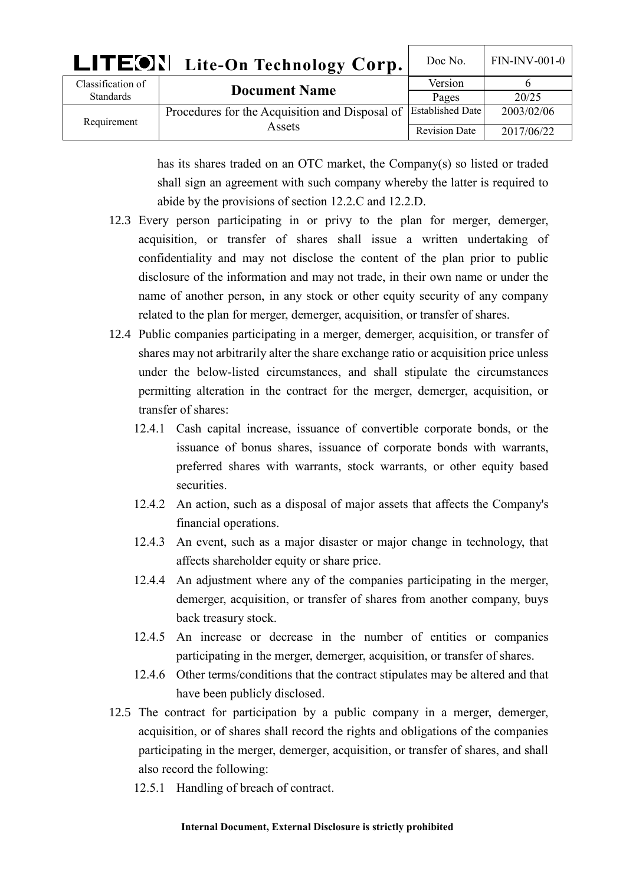has its shares traded on an OTC market, the Company(s) so listed or traded shall sign an agreement with such company whereby the latter is required to abide by the provisions of section 12.2.C and 12.2.D.

12.3 Every person participating in or privy to the plan for merger, demerger, acquisition, or transfer of shares shall issue a written undertaking of confidentiality and may not disclose the content of the plan prior to public disclosure of the information and may not trade, in their own name or under the name of another person, in any stock or other equity security of any company related to the plan for merger, demerger, acquisition, or transfer of shares.

12.4 Public companies participating in a merger, demerger, acquisition, or transfer of shares may not arbitrarily alter the share exchange ratio or acquisition price unless under the below-listed circumstances, and shall stipulate the circumstances permitting alteration in the contract for the merger, demerger, acquisition, or transfer of shares:

- 12.4.1 Cash capital increase, issuance of convertible corporate bonds, or the issuance of bonus shares, issuance of corporate bonds with warrants, preferred shares with warrants, stock warrants, or other equity based securities.
- 12.4.2 An action, such as a disposal of major assets that affects the Company's financial operations.
- 12.4.3 An event, such as a major disaster or major change in technology, that affects shareholder equity or share price.
- 12.4.4 An adjustment where any of the companies participating in the merger, demerger, acquisition, or transfer of shares from another company, buys back treasury stock.
- 12.4.5 An increase or decrease in the number of entities or companies participating in the merger, demerger, acquisition, or transfer of shares.
- 12.4.6 Other terms/conditions that the contract stipulates may be altered and that have been publicly disclosed.

12.5 The contract for participation by a public company in a merger, demerger, acquisition, or of shares shall record the rights and obligations of the companies participating in the merger, demerger, acquisition, or transfer of shares, and shall also record the following:

- 12.5.1 Handling of breach of contract.

**Internal Document, External Disclosure is strictly prohibited**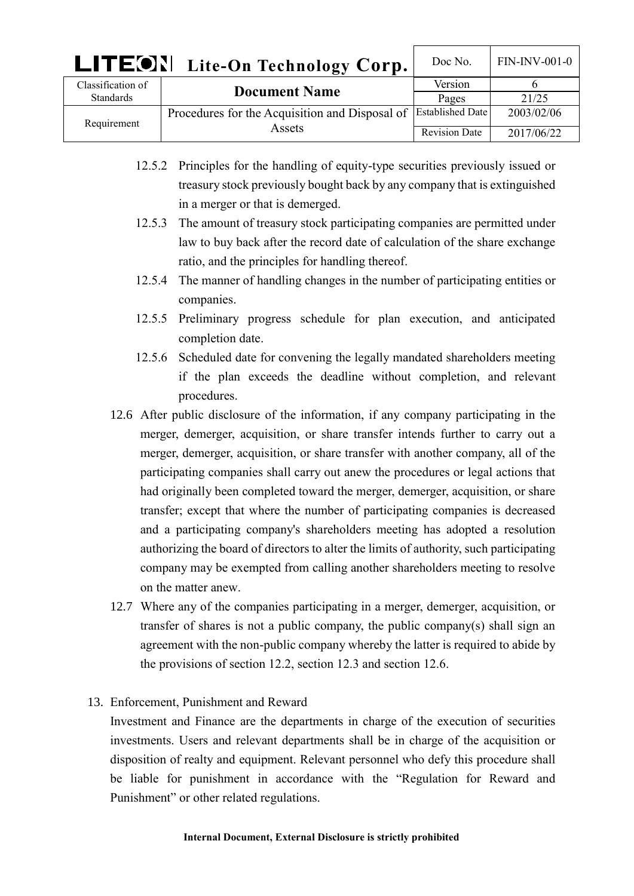12.5.2 Principles for the handling of equity-type securities previously issued or treasury stock previously bought back by any company that is extinguished in a merger or that is demerged.

12.5.3 The amount of treasury stock participating companies are permitted under law to buy back after the record date of calculation of the share exchange ratio, and the principles for handling thereof.

12.5.4 The manner of handling changes in the number of participating entities or companies.

12.5.5 Preliminary progress schedule for plan execution, and anticipated completion date.

12.5.6 Scheduled date for convening the legally mandated shareholders meeting if the plan exceeds the deadline without completion, and relevant procedures.

12.6 After public disclosure of the information, if any company participating in the merger, demerger, acquisition, or share transfer intends further to carry out a merger, demerger, acquisition, or share transfer with another company, all of the participating companies shall carry out anew the procedures or legal actions that had originally been completed toward the merger, demerger, acquisition, or share transfer; except that where the number of participating companies is decreased and a participating company's shareholders meeting has adopted a resolution authorizing the board of directors to alter the limits of authority, such participating company may be exempted from calling another shareholders meeting to resolve on the matter anew.

12.7 Where any of the companies participating in a merger, demerger, acquisition, or transfer of shares is not a public company, the public company(s) shall sign an agreement with the non-public company whereby the latter is required to abide by the provisions of section 12.2, section 12.3 and section 12.6.

13. Enforcement, Punishment and Reward

Investment and Finance are the departments in charge of the execution of securities investments. Users and relevant departments shall be in charge of the acquisition or disposition of realty and equipment. Relevant personnel who defy this procedure shall be liable for punishment in accordance with the "Regulation for Reward and Punishment" or other related regulations.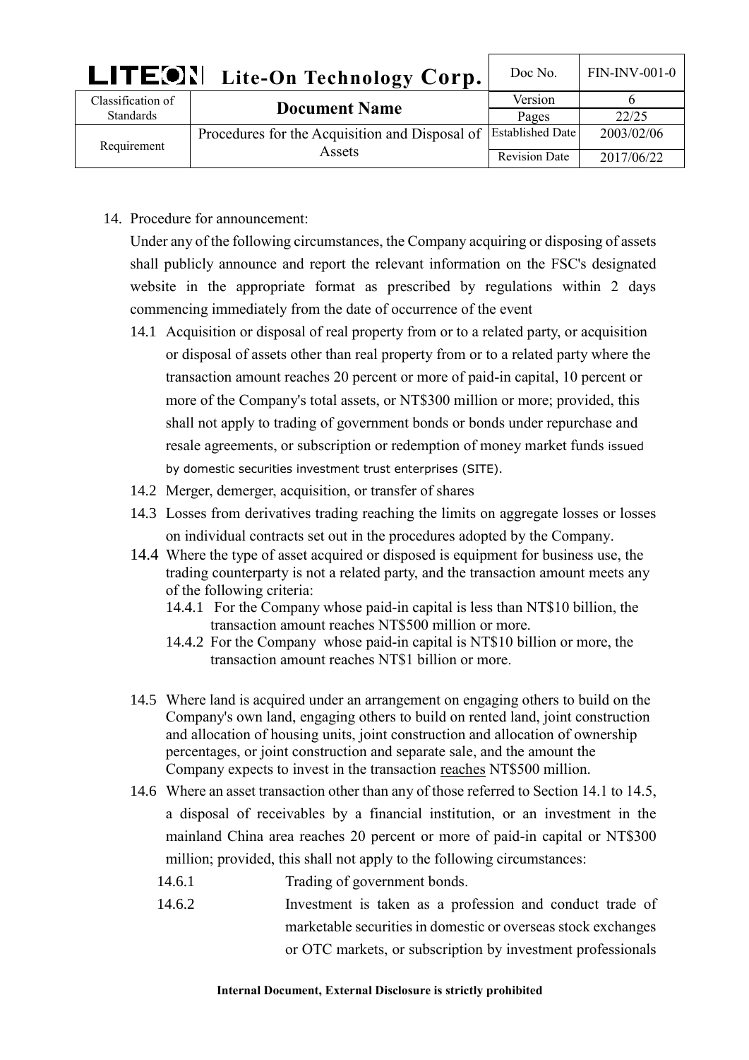14. Procedure for announcement:

Under any of the following circumstances, the Company acquiring or disposing of assets shall publicly announce and report the relevant information on the FSC's designated website in the appropriate format as prescribed by regulations within 2 days commencing immediately from the date of occurrence of the event

14.1 Acquisition or disposal of real property from or to a related party, or acquisition or disposal of assets other than real property from or to a related party where the transaction amount reaches 20 percent or more of paid-in capital, 10 percent or more of the Company's total assets, or NT$300 million or more; provided, this shall not apply to trading of government bonds or bonds under repurchase and resale agreements, or subscription or redemption of money market funds issued by domestic securities investment trust enterprises (SITE).

14.2 Merger, demerger, acquisition, or transfer of shares

14.3 Losses from derivatives trading reaching the limits on aggregate losses or losses on individual contracts set out in the procedures adopted by the Company.

14.4 Where the type of asset acquired or disposed is equipment for business use, the trading counterparty is not a related party, and the transaction amount meets any of the following criteria:

14.4.1 For the Company whose paid-in capital is less than NT$10 billion, the transaction amount reaches NT$500 million or more.

14.4.2 For the Company whose paid-in capital is NT$10 billion or more, the transaction amount reaches NT$1 billion or more.

14.5 Where land is acquired under an arrangement on engaging others to build on the Company's own land, engaging others to build on rented land, joint construction and allocation of housing units, joint construction and allocation of ownership percentages, or joint construction and separate sale, and the amount the Company expects to invest in the transaction reaches NT$500 million.

14.6 Where an asset transaction other than any of those referred to Section 14.1 to 14.5, a disposal of receivables by a financial institution, or an investment in the mainland China area reaches 20 percent or more of paid-in capital or NT$300 million; provided, this shall not apply to the following circumstances:

14.6.1 Trading of government bonds.

14.6.2 Investment is taken as a profession and conduct trade of marketable securities in domestic or overseas stock exchanges or OTC markets, or subscription by investment professionals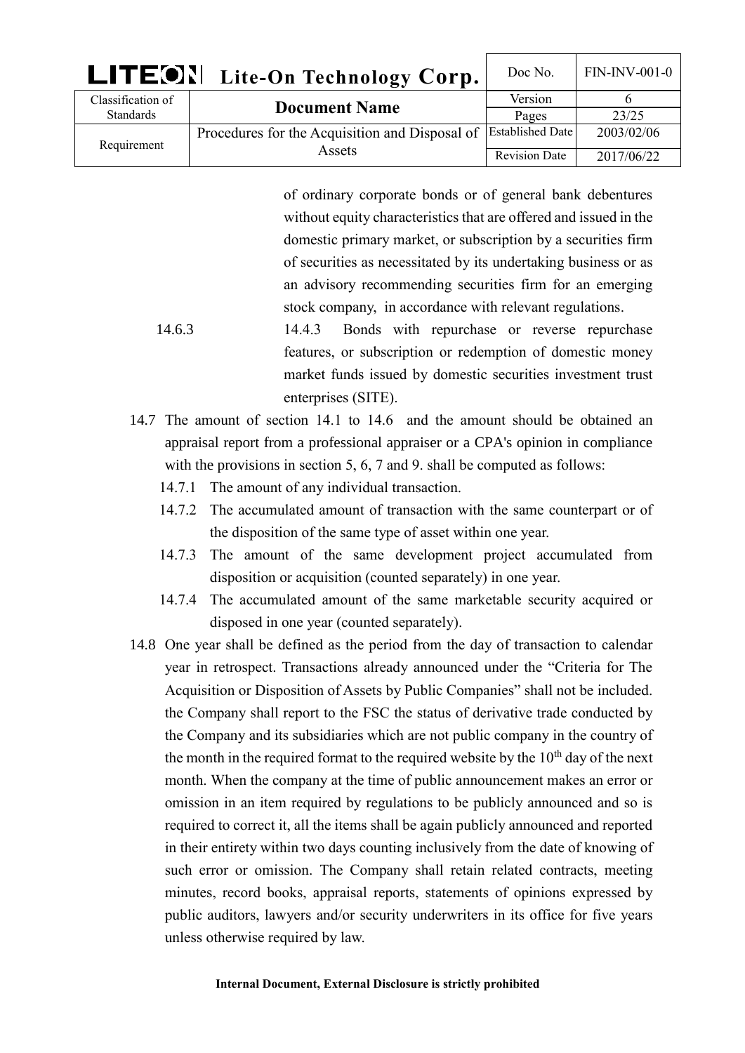of ordinary corporate bonds or of general bank debentures without equity characteristics that are offered and issued in the domestic primary market, or subscription by a securities firm of securities as necessitated by its undertaking business or as an advisory recommending securities firm for an emerging stock company, in accordance with relevant regulations.

14.6.3 14.4.3 Bonds with repurchase or reverse repurchase features, or subscription or redemption of domestic money market funds issued by domestic securities investment trust enterprises (SITE).

14.7 The amount of section 14.1 to 14.6 and the amount should be obtained an appraisal report from a professional appraiser or a CPA's opinion in compliance with the provisions in section 5, 6, 7 and 9. shall be computed as follows:

- 14.7.1 The amount of any individual transaction.
- 14.7.2 The accumulated amount of transaction with the same counterpart or of the disposition of the same type of asset within one year.
- 14.7.3 The amount of the same development project accumulated from disposition or acquisition (counted separately) in one year.
- 14.7.4 The accumulated amount of the same marketable security acquired or disposed in one year (counted separately).

14.8 One year shall be defined as the period from the day of transaction to calendar year in retrospect. Transactions already announced under the "Criteria for The Acquisition or Disposition of Assets by Public Companies" shall not be included. the Company shall report to the FSC the status of derivative trade conducted by the Company and its subsidiaries which are not public company in the country of the month in the required format to the required website by the 10th day of the next month. When the company at the time of public announcement makes an error or omission in an item required by regulations to be publicly announced and so is required to correct it, all the items shall be again publicly announced and reported in their entirety within two days counting inclusively from the date of knowing of such error or omission. The Company shall retain related contracts, meeting minutes, record books, appraisal reports, statements of opinions expressed by public auditors, lawyers and/or security underwriters in its office for five years unless otherwise required by law.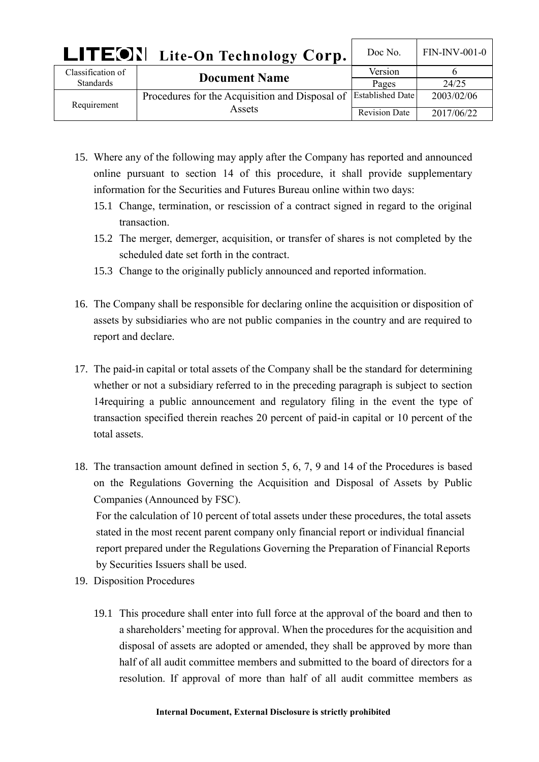15. Where any of the following may apply after the Company has reported and announced online pursuant to section 14 of this procedure, it shall provide supplementary information for the Securities and Futures Bureau online within two days:
    15.1 Change, termination, or rescission of a contract signed in regard to the original transaction.
    15.2 The merger, demerger, acquisition, or transfer of shares is not completed by the scheduled date set forth in the contract.
    15.3 Change to the originally publicly announced and reported information.

16. The Company shall be responsible for declaring online the acquisition or disposition of assets by subsidiaries who are not public companies in the country and are required to report and declare.

17. The paid-in capital or total assets of the Company shall be the standard for determining whether or not a subsidiary referred to in the preceding paragraph is subject to section 14requiring a public announcement and regulatory filing in the event the type of transaction specified therein reaches 20 percent of paid-in capital or 10 percent of the total assets.

18. The transaction amount defined in section 5, 6, 7, 9 and 14 of the Procedures is based on the Regulations Governing the Acquisition and Disposal of Assets by Public Companies (Announced by FSC).
    For the calculation of 10 percent of total assets under these procedures, the total assets stated in the most recent parent company only financial report or individual financial report prepared under the Regulations Governing the Preparation of Financial Reports by Securities Issuers shall be used.

19. Disposition Procedures
    19.1 This procedure shall enter into full force at the approval of the board and then to a shareholders' meeting for approval. When the procedures for the acquisition and disposal of assets are adopted or amended, they shall be approved by more than half of all audit committee members and submitted to the board of directors for a resolution. If approval of more than half of all audit committee members as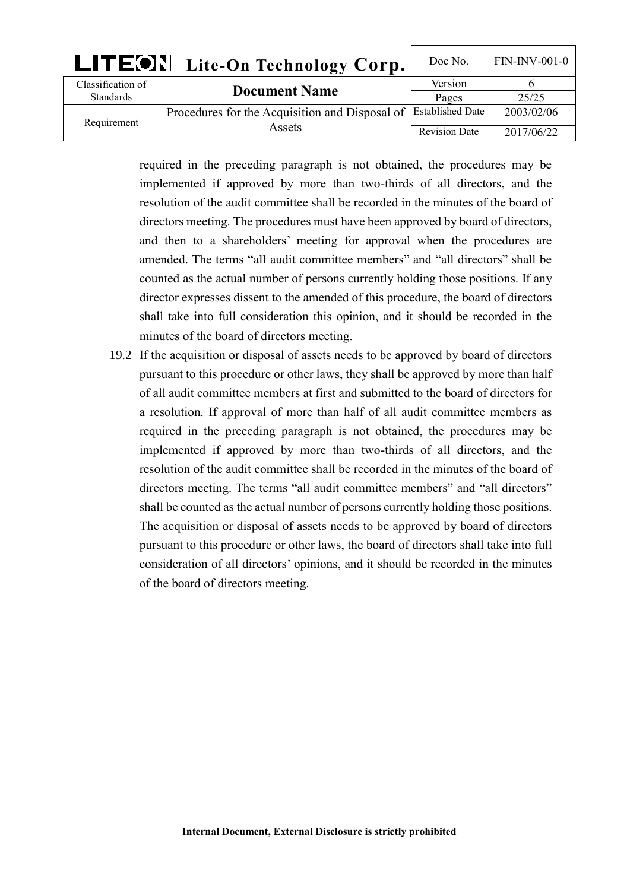required in the preceding paragraph is not obtained, the procedures may be implemented if approved by more than two-thirds of all directors, and the resolution of the audit committee shall be recorded in the minutes of the board of directors meeting. The procedures must have been approved by board of directors, and then to a shareholders' meeting for approval when the procedures are amended. The terms "all audit committee members" and "all directors" shall be counted as the actual number of persons currently holding those positions. If any director expresses dissent to the amended of this procedure, the board of directors shall take into full consideration this opinion, and it should be recorded in the minutes of the board of directors meeting.

19.2 If the acquisition or disposal of assets needs to be approved by board of directors pursuant to this procedure or other laws, they shall be approved by more than half of all audit committee members at first and submitted to the board of directors for a resolution. If approval of more than half of all audit committee members as required in the preceding paragraph is not obtained, the procedures may be implemented if approved by more than two-thirds of all directors, and the resolution of the audit committee shall be recorded in the minutes of the board of directors meeting. The terms "all audit committee members" and "all directors" shall be counted as the actual number of persons currently holding those positions. The acquisition or disposal of assets needs to be approved by board of directors pursuant to this procedure or other laws, the board of directors shall take into full consideration of all directors' opinions, and it should be recorded in the minutes of the board of directors meeting.